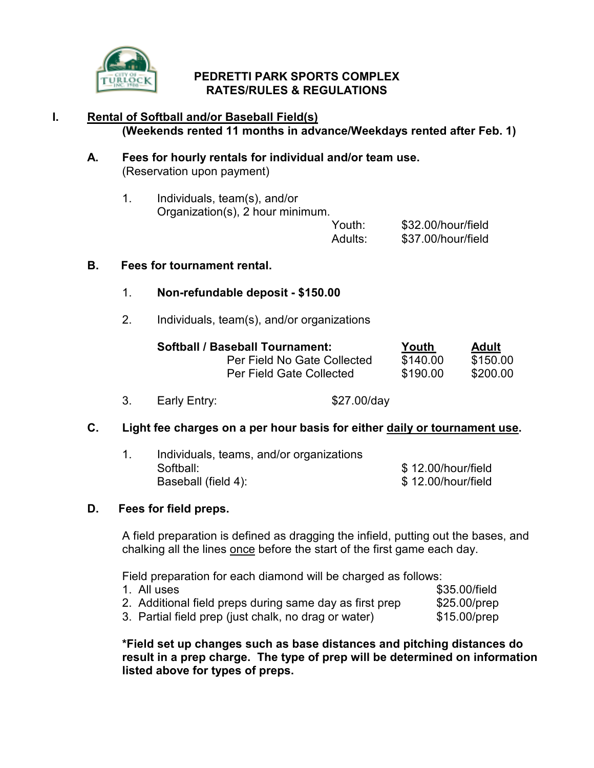# PEDRETTI PARK SPORTS COMPLEX
## RATES/RULES & REGULATIONS

## I. Rental of Softball and/or Baseball Field(s)

**(Weekends rented 11 months in advance/Weekdays rented after Feb. 1)**

### A. Fees for hourly rentals for individual and/or team use.

(Reservation upon payment)

1. Individuals, team(s), and/or Organization(s), 2 hour minimum.

| | |
|---|---|
| Youth: | $32.00/hour/field |
| Adults: | $37.00/hour/field |

### B. Fees for tournament rental.

1. **Non-refundable deposit - $150.00**

2. Individuals, team(s), and/or organizations

| **Softball / Baseball Tournament:** | Youth | Adult |
|---|---|---|
| Per Field No Gate Collected | $140.00 | $150.00 |
| Per Field Gate Collected | $190.00 | $200.00 |

3. Early Entry: $27.00/day

### C. Light fee charges on a per hour basis for either daily or tournament use.

1. Individuals, teams, and/or organizations

| | |
|---|---|
| Softball: | $ 12.00/hour/field |
| Baseball (field 4): | $ 12.00/hour/field |

### D. Fees for field preps.

A field preparation is defined as dragging the infield, putting out the bases, and chalking all the lines once before the start of the first game each day.

Field preparation for each diamond will be charged as follows:

| | |
|---|---|
| 1. All uses | $35.00/field |
| 2. Additional field preps during same day as first prep | $25.00/prep |
| 3. Partial field prep (just chalk, no drag or water) | $15.00/prep |

**\*Field set up changes such as base distances and pitching distances do result in a prep charge. The type of prep will be determined on information listed above for types of preps.**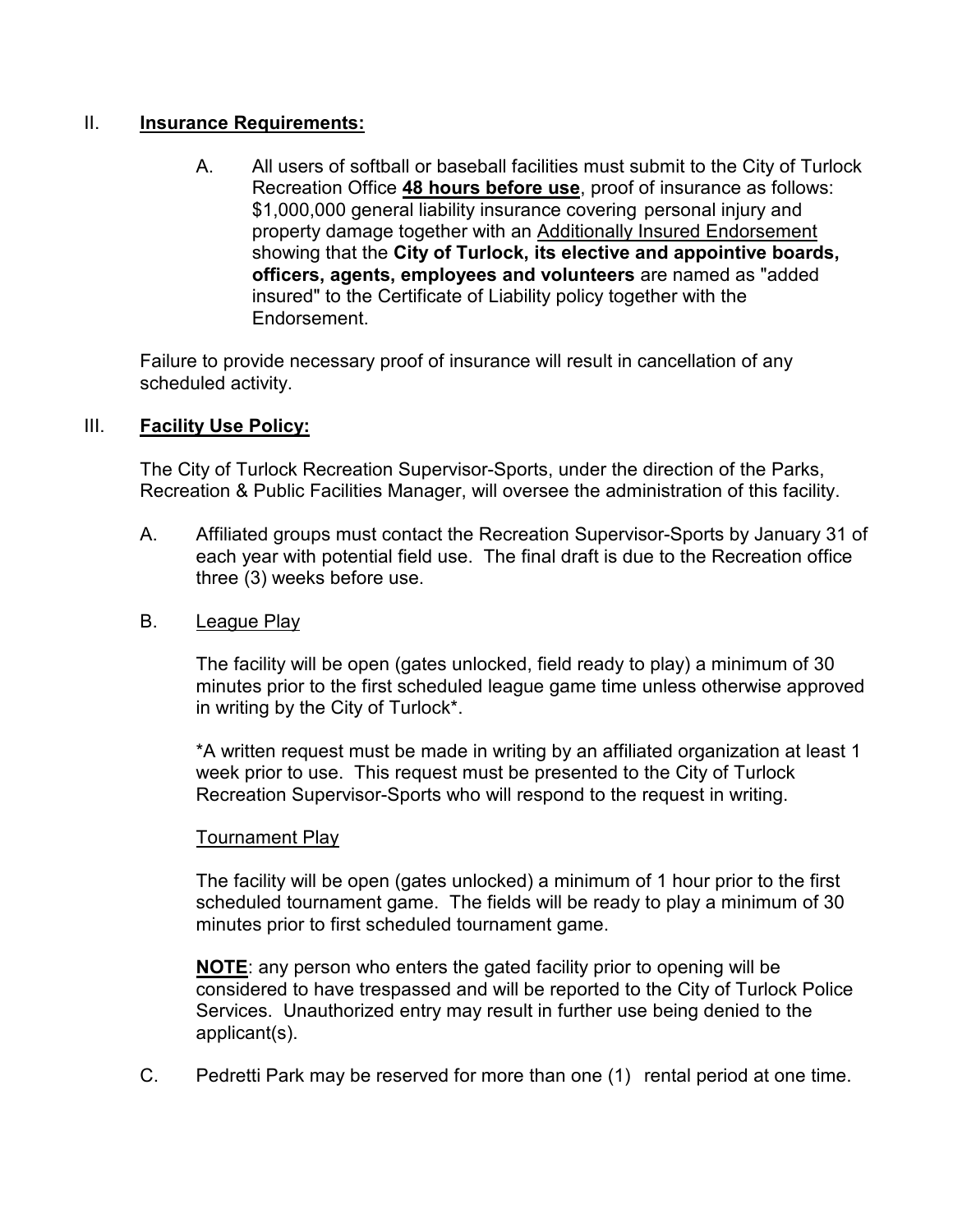## II. <u>**Insurance Requirements:**</u>

A. All users of softball or baseball facilities must submit to the City of Turlock Recreation Office <u>**48 hours before use**</u>, proof of insurance as follows: $1,000,000 general liability insurance covering personal injury and property damage together with an <u>Additionally Insured Endorsement</u> showing that the **City of Turlock, its elective and appointive boards, officers, agents, employees and volunteers** are named as "added insured" to the Certificate of Liability policy together with the Endorsement.

Failure to provide necessary proof of insurance will result in cancellation of any scheduled activity.

## III. <u>**Facility Use Policy:**</u>

The City of Turlock Recreation Supervisor-Sports, under the direction of the Parks, Recreation & Public Facilities Manager, will oversee the administration of this facility.

A. Affiliated groups must contact the Recreation Supervisor-Sports by January 31 of each year with potential field use. The final draft is due to the Recreation office three (3) weeks before use.

B. <u>League Play</u>

The facility will be open (gates unlocked, field ready to play) a minimum of 30 minutes prior to the first scheduled league game time unless otherwise approved in writing by the City of Turlock*.

*A written request must be made in writing by an affiliated organization at least 1 week prior to use. This request must be presented to the City of Turlock Recreation Supervisor-Sports who will respond to the request in writing.

<u>Tournament Play</u>

The facility will be open (gates unlocked) a minimum of 1 hour prior to the first scheduled tournament game. The fields will be ready to play a minimum of 30 minutes prior to first scheduled tournament game.

<u>**NOTE**</u>: any person who enters the gated facility prior to opening will be considered to have trespassed and will be reported to the City of Turlock Police Services. Unauthorized entry may result in further use being denied to the applicant(s).

C. Pedretti Park may be reserved for more than one (1) rental period at one time.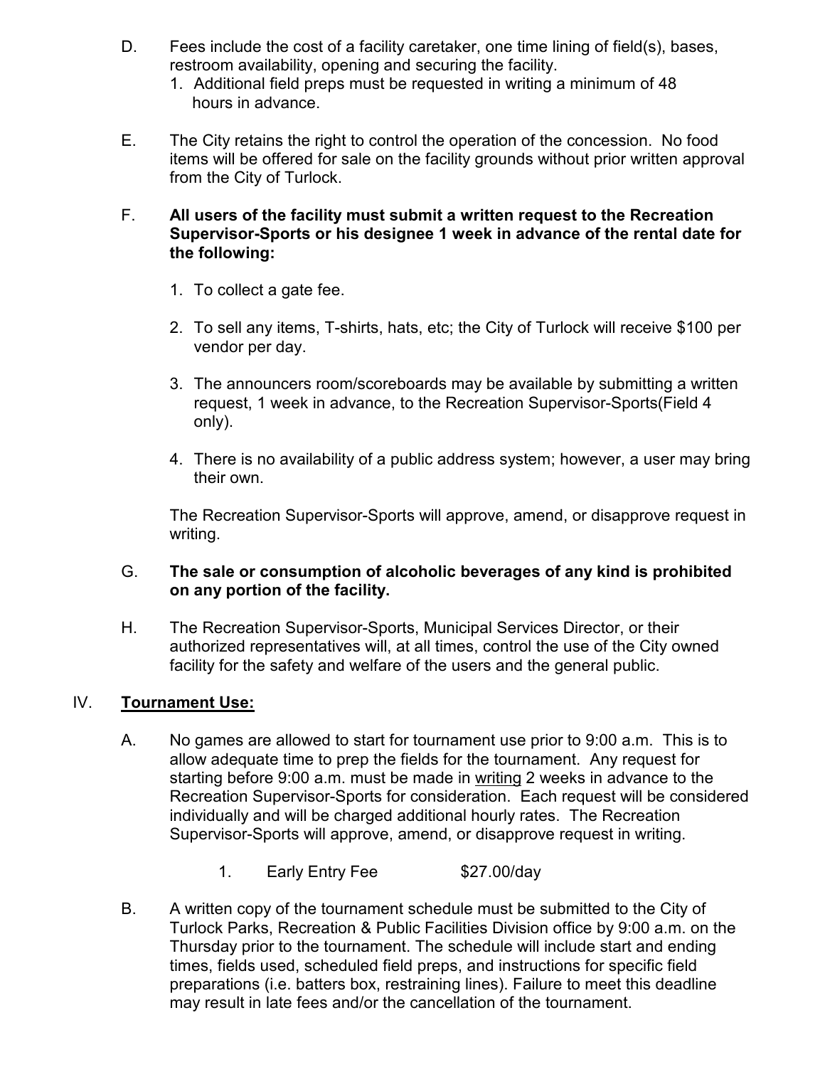D. Fees include the cost of a facility caretaker, one time lining of field(s), bases, restroom availability, opening and securing the facility.
   1. Additional field preps must be requested in writing a minimum of 48 hours in advance.

E. The City retains the right to control the operation of the concession. No food items will be offered for sale on the facility grounds without prior written approval from the City of Turlock.

F. **All users of the facility must submit a written request to the Recreation Supervisor-Sports or his designee 1 week in advance of the rental date for the following:**

   1. To collect a gate fee.

   2. To sell any items, T-shirts, hats, etc; the City of Turlock will receive $100 per vendor per day.

   3. The announcers room/scoreboards may be available by submitting a written request, 1 week in advance, to the Recreation Supervisor-Sports(Field 4 only).

   4. There is no availability of a public address system; however, a user may bring their own.

   The Recreation Supervisor-Sports will approve, amend, or disapprove request in writing.

G. **The sale or consumption of alcoholic beverages of any kind is prohibited on any portion of the facility.**

H. The Recreation Supervisor-Sports, Municipal Services Director, or their authorized representatives will, at all times, control the use of the City owned facility for the safety and welfare of the users and the general public.

## IV. Tournament Use:

A. No games are allowed to start for tournament use prior to 9:00 a.m. This is to allow adequate time to prep the fields for the tournament. Any request for starting before 9:00 a.m. must be made in writing 2 weeks in advance to the Recreation Supervisor-Sports for consideration. Each request will be considered individually and will be charged additional hourly rates. The Recreation Supervisor-Sports will approve, amend, or disapprove request in writing.

   1. Early Entry Fee $27.00/day

B. A written copy of the tournament schedule must be submitted to the City of Turlock Parks, Recreation & Public Facilities Division office by 9:00 a.m. on the Thursday prior to the tournament. The schedule will include start and ending times, fields used, scheduled field preps, and instructions for specific field preparations (i.e. batters box, restraining lines). Failure to meet this deadline may result in late fees and/or the cancellation of the tournament.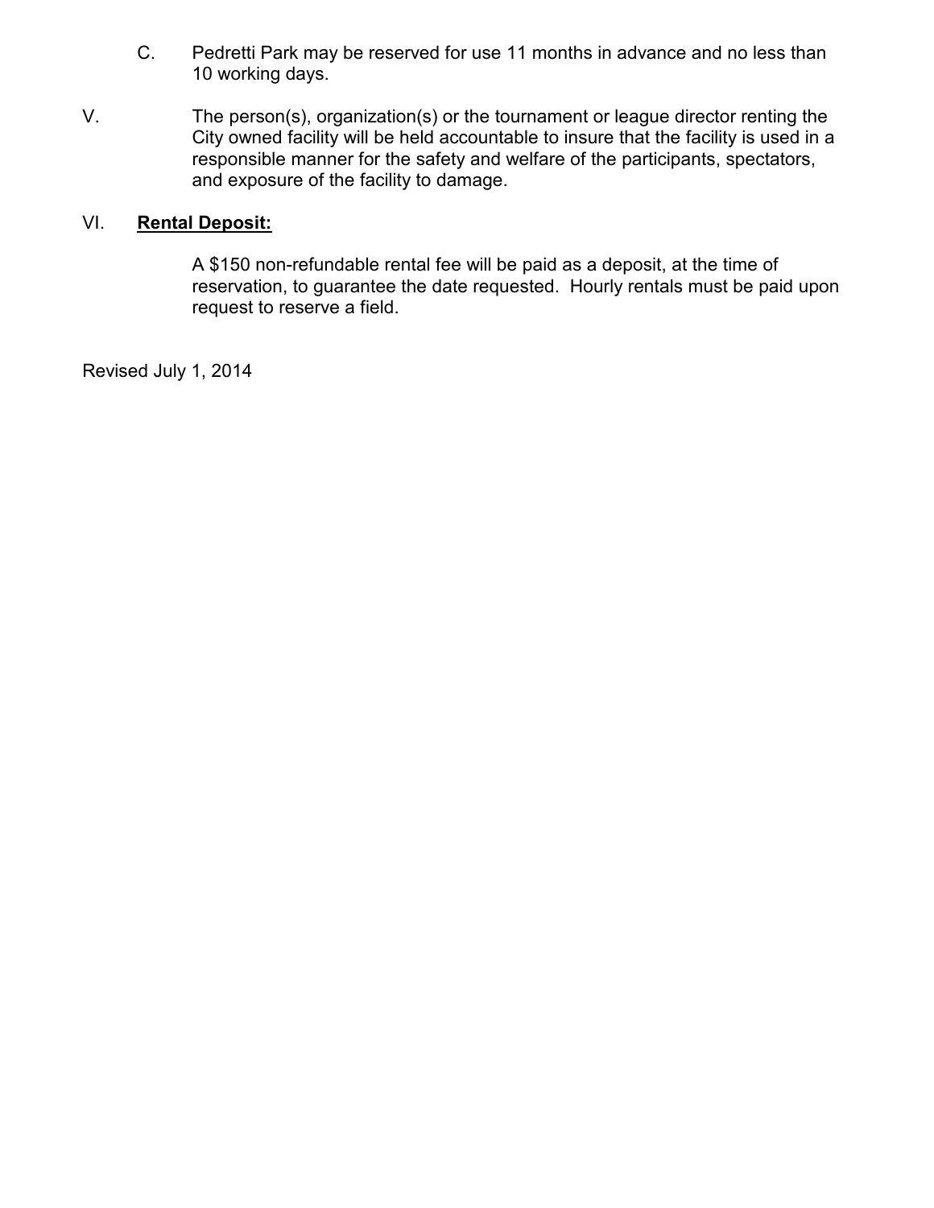C. Pedretti Park may be reserved for use 11 months in advance and no less than 10 working days.

V. The person(s), organization(s) or the tournament or league director renting the City owned facility will be held accountable to insure that the facility is used in a responsible manner for the safety and welfare of the participants, spectators, and exposure of the facility to damage.

VI. **Rental Deposit:**

A $150 non-refundable rental fee will be paid as a deposit, at the time of reservation, to guarantee the date requested. Hourly rentals must be paid upon request to reserve a field.

Revised July 1, 2014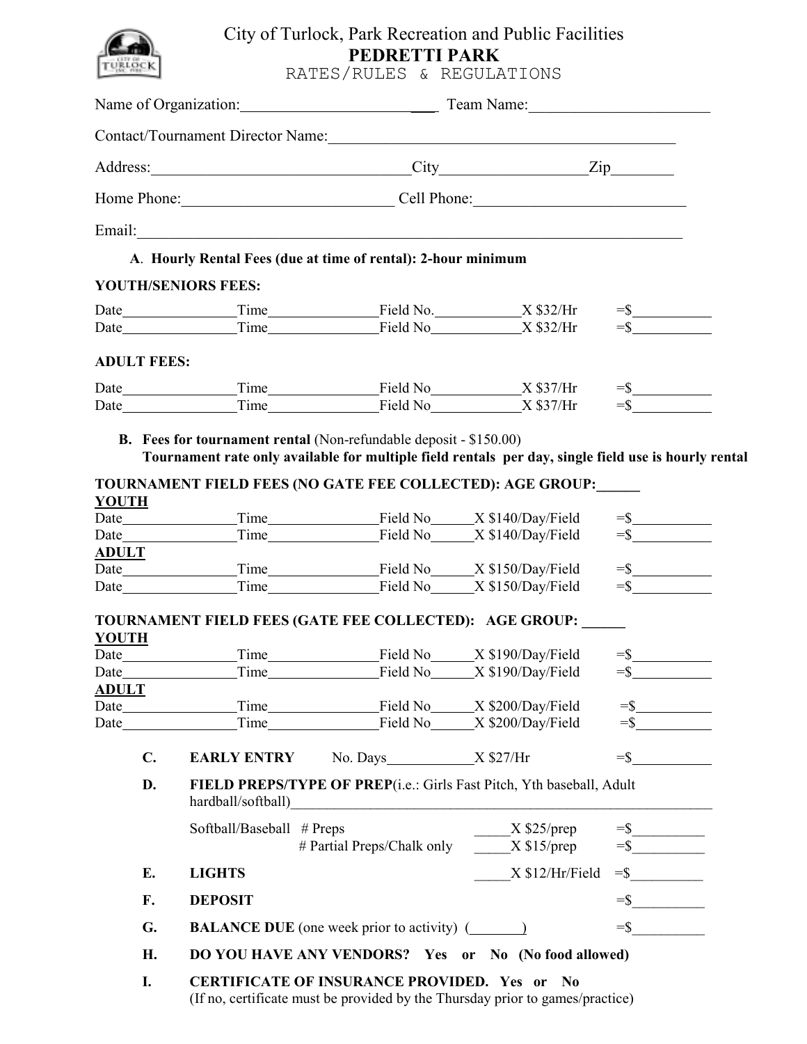# City of Turlock, Park Recreation and Public Facilities

## PEDRETTI PARK

RATES/RULES & REGULATIONS

Name of Organization:__________________________ Team Name:________________________

Contact/Tournament Director Name:_______________________________________________

Address:__________________________________City___________________Zip________

Home Phone:___________________________ Cell Phone:___________________________

Email:_____________________________________________________________________

**A. Hourly Rental Fees (due at time of rental): 2-hour minimum**

**YOUTH/SENIORS FEES:**

Date________________Time________________Field No.____________X $32/Hr =$___________

Date________________Time________________Field No____________X $32/Hr =$___________

**ADULT FEES:**

Date________________Time________________Field No____________X $37/Hr =$___________

Date________________Time________________Field No____________X $37/Hr =$___________

**B. Fees for tournament rental** (Non-refundable deposit - $150.00)
**Tournament rate only available for multiple field rentals per day, single field use is hourly rental**

**TOURNAMENT FIELD FEES (NO GATE FEE COLLECTED): AGE GROUP:______**

**YOUTH**

Date________________Time________________Field No______X $140/Day/Field =$___________

Date________________Time________________Field No______X $140/Day/Field =$___________

**ADULT**

Date________________Time________________Field No______X $150/Day/Field =$___________

Date________________Time________________Field No______X $150/Day/Field =$___________

**TOURNAMENT FIELD FEES (GATE FEE COLLECTED): AGE GROUP: ______**

**YOUTH**

Date________________Time________________Field No______X $190/Day/Field =$___________

Date________________Time________________Field No______X $190/Day/Field =$___________

**ADULT**

Date________________Time________________Field No______X $200/Day/Field =$___________

Date________________Time________________Field No______X $200/Day/Field =$___________

**C. EARLY ENTRY** No. Days____________X $27/Hr =$___________

**D. FIELD PREPS/TYPE OF PREP**(i.e.: Girls Fast Pitch, Yth baseball, Adult hardball/softball)______________________________________________________________

Softball/Baseball # Preps _____X $25/prep =$__________

# Partial Preps/Chalk only _____X $15/prep =$__________

**E. LIGHTS** _____X $12/Hr/Field =$__________

**F. DEPOSIT** =$__________

**G. BALANCE DUE** (one week prior to activity) (_______) =$__________

**H. DO YOU HAVE ANY VENDORS? Yes or No (No food allowed)**

**I. CERTIFICATE OF INSURANCE PROVIDED. Yes or No**
(If no, certificate must be provided by the Thursday prior to games/practice)